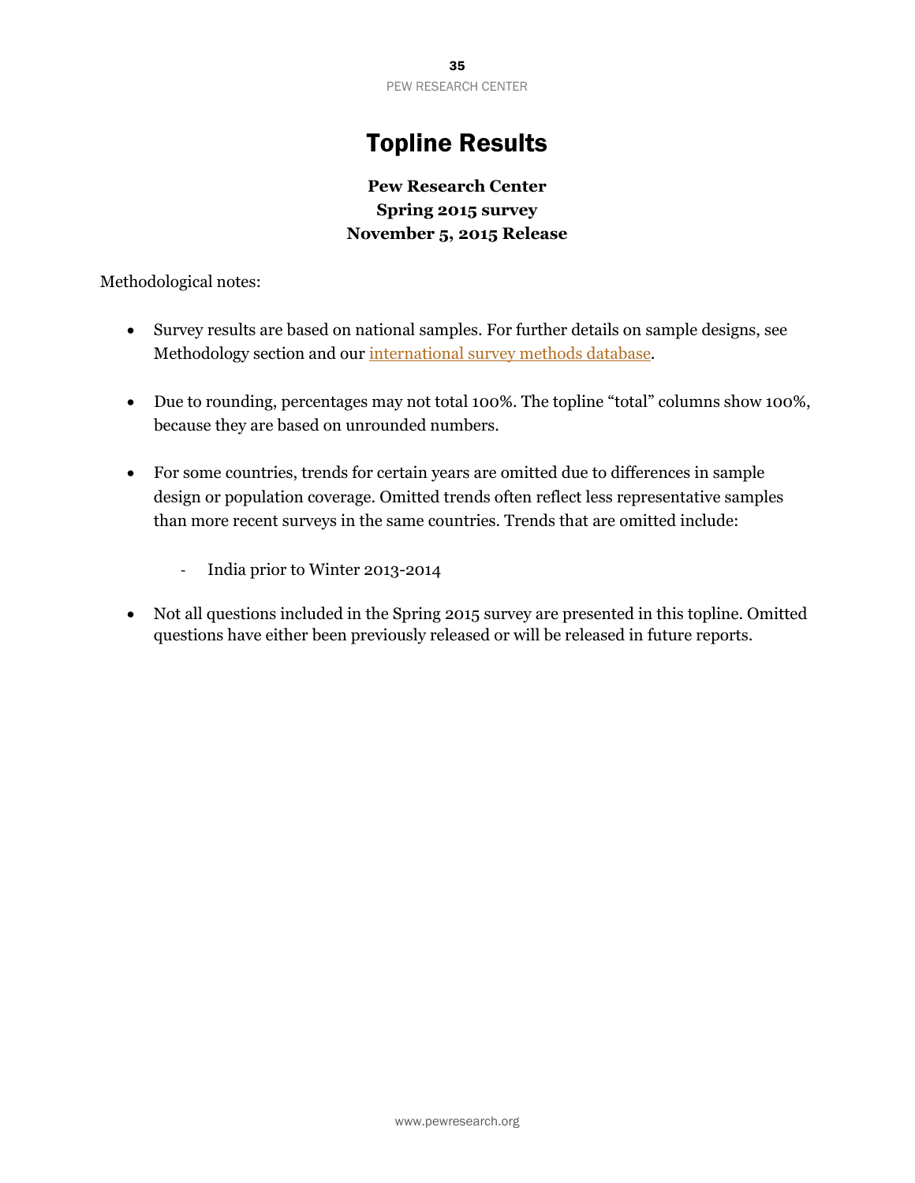# Topline Results

**Pew Research Center**
**Spring 2015 survey**
**November 5, 2015 Release**

Methodological notes:

- Survey results are based on national samples. For further details on sample designs, see Methodology section and our international survey methods database.

- Due to rounding, percentages may not total 100%. The topline "total" columns show 100%, because they are based on unrounded numbers.

- For some countries, trends for certain years are omitted due to differences in sample design or population coverage. Omitted trends often reflect less representative samples than more recent surveys in the same countries. Trends that are omitted include:

  - India prior to Winter 2013-2014

- Not all questions included in the Spring 2015 survey are presented in this topline. Omitted questions have either been previously released or will be released in future reports.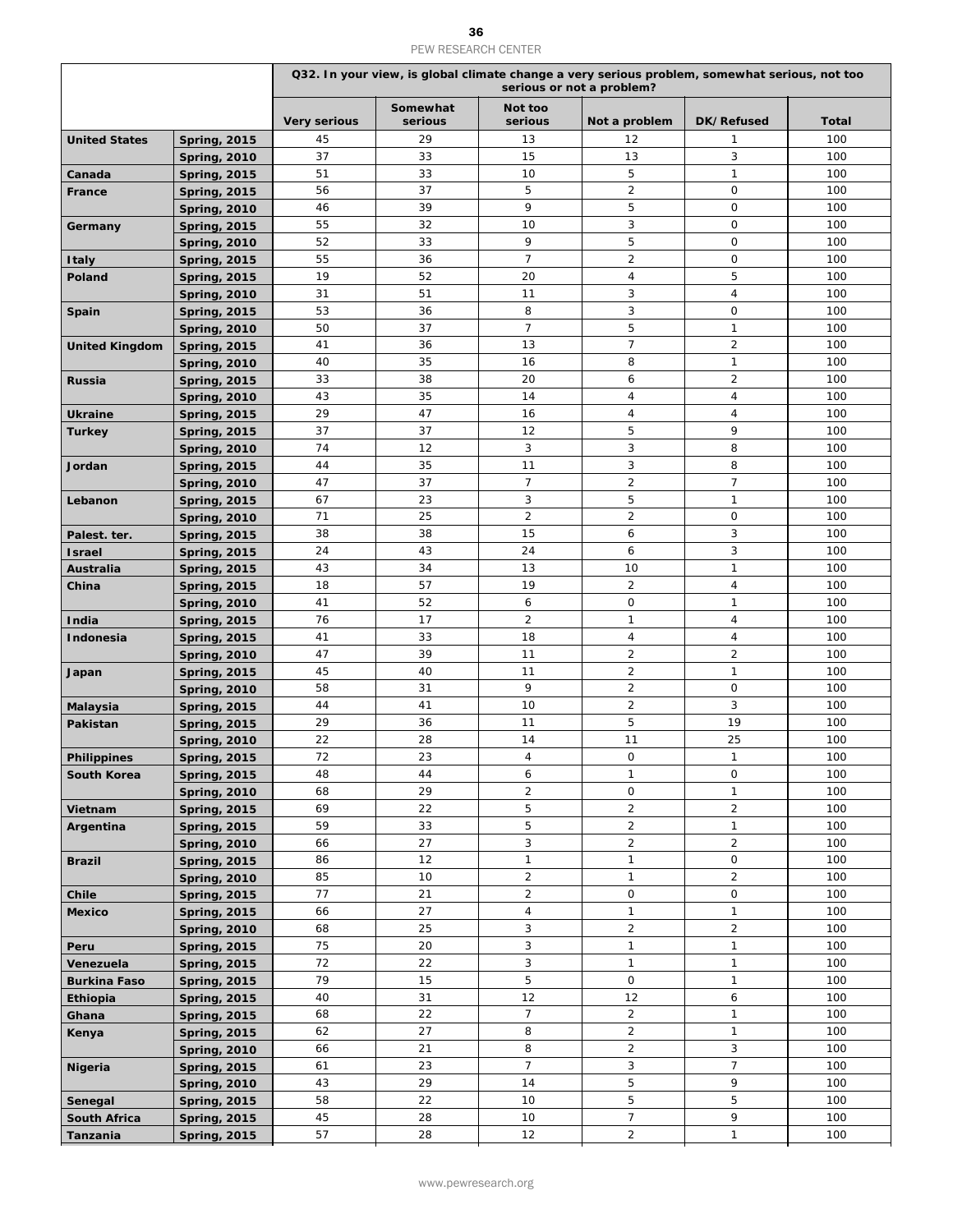| | | Q32. In your view, is global climate change a very serious problem, somewhat serious, not too serious or not a problem? | | | | | |
|---|---|---|---|---|---|---|---|
| | | Very serious | Somewhat serious | Not too serious | Not a problem | DK/Refused | Total |
| **United States** | **Spring, 2015** | 45 | 29 | 13 | 12 | 1 | 100 |
| | **Spring, 2010** | 37 | 33 | 15 | 13 | 3 | 100 |
| **Canada** | **Spring, 2015** | 51 | 33 | 10 | 5 | 1 | 100 |
| **France** | **Spring, 2015** | 56 | 37 | 5 | 2 | 0 | 100 |
| | **Spring, 2010** | 46 | 39 | 9 | 5 | 0 | 100 |
| **Germany** | **Spring, 2015** | 55 | 32 | 10 | 3 | 0 | 100 |
| | **Spring, 2010** | 52 | 33 | 9 | 5 | 0 | 100 |
| **Italy** | **Spring, 2015** | 55 | 36 | 7 | 2 | 0 | 100 |
| **Poland** | **Spring, 2015** | 19 | 52 | 20 | 4 | 5 | 100 |
| | **Spring, 2010** | 31 | 51 | 11 | 3 | 4 | 100 |
| **Spain** | **Spring, 2015** | 53 | 36 | 8 | 3 | 0 | 100 |
| | **Spring, 2010** | 50 | 37 | 7 | 5 | 1 | 100 |
| **United Kingdom** | **Spring, 2015** | 41 | 36 | 13 | 7 | 2 | 100 |
| | **Spring, 2010** | 40 | 35 | 16 | 8 | 1 | 100 |
| **Russia** | **Spring, 2015** | 33 | 38 | 20 | 6 | 2 | 100 |
| | **Spring, 2010** | 43 | 35 | 14 | 4 | 4 | 100 |
| **Ukraine** | **Spring, 2015** | 29 | 47 | 16 | 4 | 4 | 100 |
| **Turkey** | **Spring, 2015** | 37 | 37 | 12 | 5 | 9 | 100 |
| | **Spring, 2010** | 74 | 12 | 3 | 3 | 8 | 100 |
| **Jordan** | **Spring, 2015** | 44 | 35 | 11 | 3 | 8 | 100 |
| | **Spring, 2010** | 47 | 37 | 7 | 2 | 7 | 100 |
| **Lebanon** | **Spring, 2015** | 67 | 23 | 3 | 5 | 1 | 100 |
| | **Spring, 2010** | 71 | 25 | 2 | 2 | 0 | 100 |
| **Palest. ter.** | **Spring, 2015** | 38 | 38 | 15 | 6 | 3 | 100 |
| **Israel** | **Spring, 2015** | 24 | 43 | 24 | 6 | 3 | 100 |
| **Australia** | **Spring, 2015** | 43 | 34 | 13 | 10 | 1 | 100 |
| **China** | **Spring, 2015** | 18 | 57 | 19 | 2 | 4 | 100 |
| | **Spring, 2010** | 41 | 52 | 6 | 0 | 1 | 100 |
| **India** | **Spring, 2015** | 76 | 17 | 2 | 1 | 4 | 100 |
| **Indonesia** | **Spring, 2015** | 41 | 33 | 18 | 4 | 4 | 100 |
| | **Spring, 2010** | 47 | 39 | 11 | 2 | 2 | 100 |
| **Japan** | **Spring, 2015** | 45 | 40 | 11 | 2 | 1 | 100 |
| | **Spring, 2010** | 58 | 31 | 9 | 2 | 0 | 100 |
| **Malaysia** | **Spring, 2015** | 44 | 41 | 10 | 2 | 3 | 100 |
| **Pakistan** | **Spring, 2015** | 29 | 36 | 11 | 5 | 19 | 100 |
| | **Spring, 2010** | 22 | 28 | 14 | 11 | 25 | 100 |
| **Philippines** | **Spring, 2015** | 72 | 23 | 4 | 0 | 1 | 100 |
| **South Korea** | **Spring, 2015** | 48 | 44 | 6 | 1 | 0 | 100 |
| | **Spring, 2010** | 68 | 29 | 2 | 0 | 1 | 100 |
| **Vietnam** | **Spring, 2015** | 69 | 22 | 5 | 2 | 2 | 100 |
| **Argentina** | **Spring, 2015** | 59 | 33 | 5 | 2 | 1 | 100 |
| | **Spring, 2010** | 66 | 27 | 3 | 2 | 2 | 100 |
| **Brazil** | **Spring, 2015** | 86 | 12 | 1 | 1 | 0 | 100 |
| | **Spring, 2010** | 85 | 10 | 2 | 1 | 2 | 100 |
| **Chile** | **Spring, 2015** | 77 | 21 | 2 | 0 | 0 | 100 |
| **Mexico** | **Spring, 2015** | 66 | 27 | 4 | 1 | 1 | 100 |
| | **Spring, 2010** | 68 | 25 | 3 | 2 | 2 | 100 |
| **Peru** | **Spring, 2015** | 75 | 20 | 3 | 1 | 1 | 100 |
| **Venezuela** | **Spring, 2015** | 72 | 22 | 3 | 1 | 1 | 100 |
| **Burkina Faso** | **Spring, 2015** | 79 | 15 | 5 | 0 | 1 | 100 |
| **Ethiopia** | **Spring, 2015** | 40 | 31 | 12 | 12 | 6 | 100 |
| **Ghana** | **Spring, 2015** | 68 | 22 | 7 | 2 | 1 | 100 |
| **Kenya** | **Spring, 2015** | 62 | 27 | 8 | 2 | 1 | 100 |
| | **Spring, 2010** | 66 | 21 | 8 | 2 | 3 | 100 |
| **Nigeria** | **Spring, 2015** | 61 | 23 | 7 | 3 | 7 | 100 |
| | **Spring, 2010** | 43 | 29 | 14 | 5 | 9 | 100 |
| **Senegal** | **Spring, 2015** | 58 | 22 | 10 | 5 | 5 | 100 |
| **South Africa** | **Spring, 2015** | 45 | 28 | 10 | 7 | 9 | 100 |
| **Tanzania** | **Spring, 2015** | 57 | 28 | 12 | 2 | 1 | 100 |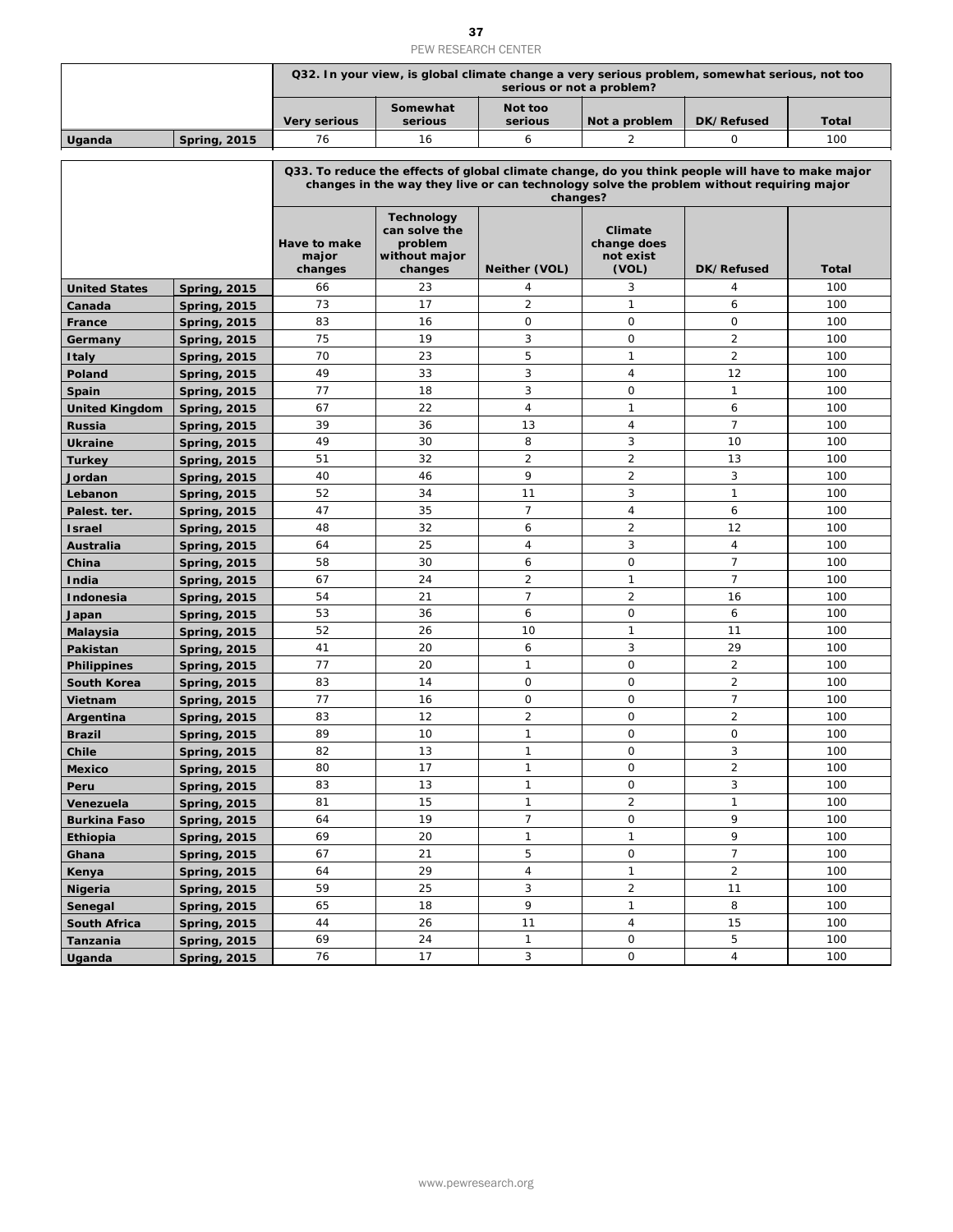| | | Q32. In your view, is global climate change a very serious problem, somewhat serious, not too serious or not a problem? | | | | | |
|---|---|---|---|---|---|---|---|
| | | Very serious | Somewhat serious | Not too serious | Not a problem | DK/Refused | Total |
| Uganda | Spring, 2015 | 76 | 16 | 6 | 2 | 0 | 100 |

| | | Q33. To reduce the effects of global climate change, do you think people will have to make major changes in the way they live or can technology solve the problem without requiring major changes? | | | | | |
|---|---|---|---|---|---|---|---|
| | | Have to make major changes | Technology can solve the problem without major changes | Neither (VOL) | Climate change does not exist (VOL) | DK/Refused | Total |
| United States | Spring, 2015 | 66 | 23 | 4 | 3 | 4 | 100 |
| Canada | Spring, 2015 | 73 | 17 | 2 | 1 | 6 | 100 |
| France | Spring, 2015 | 83 | 16 | 0 | 0 | 0 | 100 |
| Germany | Spring, 2015 | 75 | 19 | 3 | 0 | 2 | 100 |
| Italy | Spring, 2015 | 70 | 23 | 5 | 1 | 2 | 100 |
| Poland | Spring, 2015 | 49 | 33 | 3 | 4 | 12 | 100 |
| Spain | Spring, 2015 | 77 | 18 | 3 | 0 | 1 | 100 |
| United Kingdom | Spring, 2015 | 67 | 22 | 4 | 1 | 6 | 100 |
| Russia | Spring, 2015 | 39 | 36 | 13 | 4 | 7 | 100 |
| Ukraine | Spring, 2015 | 49 | 30 | 8 | 3 | 10 | 100 |
| Turkey | Spring, 2015 | 51 | 32 | 2 | 2 | 13 | 100 |
| Jordan | Spring, 2015 | 40 | 46 | 9 | 2 | 3 | 100 |
| Lebanon | Spring, 2015 | 52 | 34 | 11 | 3 | 1 | 100 |
| Palest. ter. | Spring, 2015 | 47 | 35 | 7 | 4 | 6 | 100 |
| Israel | Spring, 2015 | 48 | 32 | 6 | 2 | 12 | 100 |
| Australia | Spring, 2015 | 64 | 25 | 4 | 3 | 4 | 100 |
| China | Spring, 2015 | 58 | 30 | 6 | 0 | 7 | 100 |
| India | Spring, 2015 | 67 | 24 | 2 | 1 | 7 | 100 |
| Indonesia | Spring, 2015 | 54 | 21 | 7 | 2 | 16 | 100 |
| Japan | Spring, 2015 | 53 | 36 | 6 | 0 | 6 | 100 |
| Malaysia | Spring, 2015 | 52 | 26 | 10 | 1 | 11 | 100 |
| Pakistan | Spring, 2015 | 41 | 20 | 6 | 3 | 29 | 100 |
| Philippines | Spring, 2015 | 77 | 20 | 1 | 0 | 2 | 100 |
| South Korea | Spring, 2015 | 83 | 14 | 0 | 0 | 2 | 100 |
| Vietnam | Spring, 2015 | 77 | 16 | 0 | 0 | 7 | 100 |
| Argentina | Spring, 2015 | 83 | 12 | 2 | 0 | 2 | 100 |
| Brazil | Spring, 2015 | 89 | 10 | 1 | 0 | 0 | 100 |
| Chile | Spring, 2015 | 82 | 13 | 1 | 0 | 3 | 100 |
| Mexico | Spring, 2015 | 80 | 17 | 1 | 0 | 2 | 100 |
| Peru | Spring, 2015 | 83 | 13 | 1 | 0 | 3 | 100 |
| Venezuela | Spring, 2015 | 81 | 15 | 1 | 2 | 1 | 100 |
| Burkina Faso | Spring, 2015 | 64 | 19 | 7 | 0 | 9 | 100 |
| Ethiopia | Spring, 2015 | 69 | 20 | 1 | 1 | 9 | 100 |
| Ghana | Spring, 2015 | 67 | 21 | 5 | 0 | 7 | 100 |
| Kenya | Spring, 2015 | 64 | 29 | 4 | 1 | 2 | 100 |
| Nigeria | Spring, 2015 | 59 | 25 | 3 | 2 | 11 | 100 |
| Senegal | Spring, 2015 | 65 | 18 | 9 | 1 | 8 | 100 |
| South Africa | Spring, 2015 | 44 | 26 | 11 | 4 | 15 | 100 |
| Tanzania | Spring, 2015 | 69 | 24 | 1 | 0 | 5 | 100 |
| Uganda | Spring, 2015 | 76 | 17 | 3 | 0 | 4 | 100 |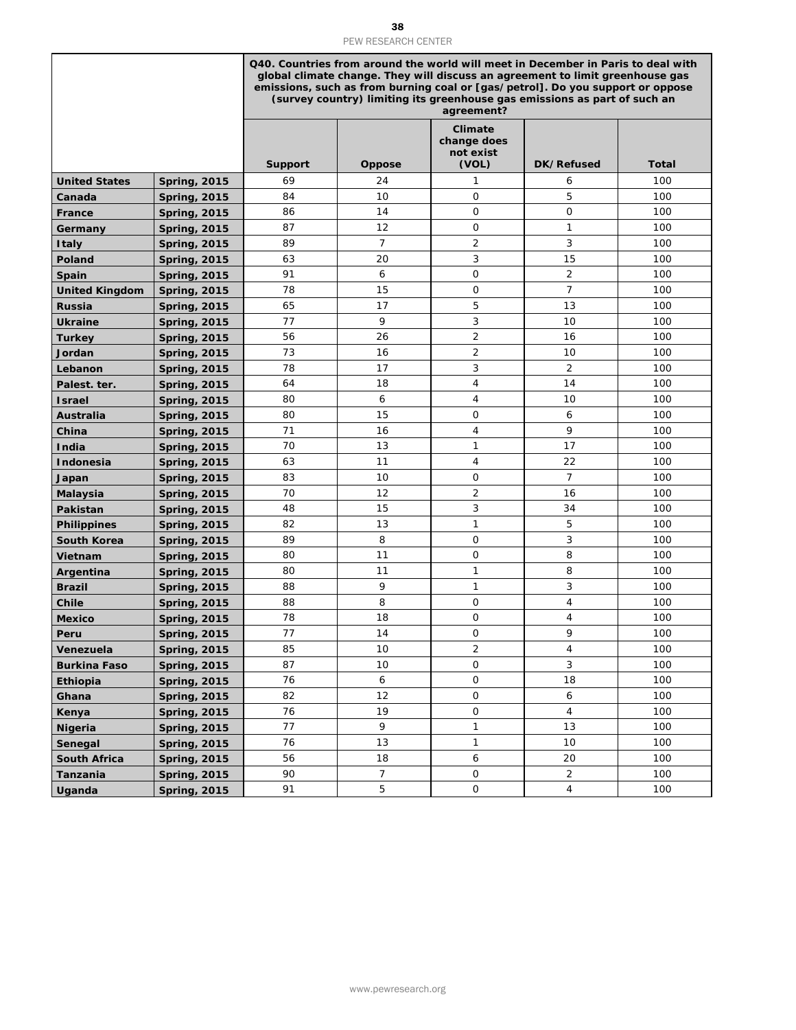| | | Q40. Countries from around the world will meet in December in Paris to deal with global climate change. They will discuss an agreement to limit greenhouse gas emissions, such as from burning coal or [gas/petrol]. Do you support or oppose (survey country) limiting its greenhouse gas emissions as part of such an agreement? | | | | |
|---|---|---|---|---|---|---|
| | | **Support** | **Oppose** | **Climate change does not exist (VOL)** | **DK/Refused** | **Total** |
| **United States** | **Spring, 2015** | 69 | 24 | 1 | 6 | 100 |
| **Canada** | **Spring, 2015** | 84 | 10 | 0 | 5 | 100 |
| **France** | **Spring, 2015** | 86 | 14 | 0 | 0 | 100 |
| **Germany** | **Spring, 2015** | 87 | 12 | 0 | 1 | 100 |
| **Italy** | **Spring, 2015** | 89 | 7 | 2 | 3 | 100 |
| **Poland** | **Spring, 2015** | 63 | 20 | 3 | 15 | 100 |
| **Spain** | **Spring, 2015** | 91 | 6 | 0 | 2 | 100 |
| **United Kingdom** | **Spring, 2015** | 78 | 15 | 0 | 7 | 100 |
| **Russia** | **Spring, 2015** | 65 | 17 | 5 | 13 | 100 |
| **Ukraine** | **Spring, 2015** | 77 | 9 | 3 | 10 | 100 |
| **Turkey** | **Spring, 2015** | 56 | 26 | 2 | 16 | 100 |
| **Jordan** | **Spring, 2015** | 73 | 16 | 2 | 10 | 100 |
| **Lebanon** | **Spring, 2015** | 78 | 17 | 3 | 2 | 100 |
| **Palest. ter.** | **Spring, 2015** | 64 | 18 | 4 | 14 | 100 |
| **Israel** | **Spring, 2015** | 80 | 6 | 4 | 10 | 100 |
| **Australia** | **Spring, 2015** | 80 | 15 | 0 | 6 | 100 |
| **China** | **Spring, 2015** | 71 | 16 | 4 | 9 | 100 |
| **India** | **Spring, 2015** | 70 | 13 | 1 | 17 | 100 |
| **Indonesia** | **Spring, 2015** | 63 | 11 | 4 | 22 | 100 |
| **Japan** | **Spring, 2015** | 83 | 10 | 0 | 7 | 100 |
| **Malaysia** | **Spring, 2015** | 70 | 12 | 2 | 16 | 100 |
| **Pakistan** | **Spring, 2015** | 48 | 15 | 3 | 34 | 100 |
| **Philippines** | **Spring, 2015** | 82 | 13 | 1 | 5 | 100 |
| **South Korea** | **Spring, 2015** | 89 | 8 | 0 | 3 | 100 |
| **Vietnam** | **Spring, 2015** | 80 | 11 | 0 | 8 | 100 |
| **Argentina** | **Spring, 2015** | 80 | 11 | 1 | 8 | 100 |
| **Brazil** | **Spring, 2015** | 88 | 9 | 1 | 3 | 100 |
| **Chile** | **Spring, 2015** | 88 | 8 | 0 | 4 | 100 |
| **Mexico** | **Spring, 2015** | 78 | 18 | 0 | 4 | 100 |
| **Peru** | **Spring, 2015** | 77 | 14 | 0 | 9 | 100 |
| **Venezuela** | **Spring, 2015** | 85 | 10 | 2 | 4 | 100 |
| **Burkina Faso** | **Spring, 2015** | 87 | 10 | 0 | 3 | 100 |
| **Ethiopia** | **Spring, 2015** | 76 | 6 | 0 | 18 | 100 |
| **Ghana** | **Spring, 2015** | 82 | 12 | 0 | 6 | 100 |
| **Kenya** | **Spring, 2015** | 76 | 19 | 0 | 4 | 100 |
| **Nigeria** | **Spring, 2015** | 77 | 9 | 1 | 13 | 100 |
| **Senegal** | **Spring, 2015** | 76 | 13 | 1 | 10 | 100 |
| **South Africa** | **Spring, 2015** | 56 | 18 | 6 | 20 | 100 |
| **Tanzania** | **Spring, 2015** | 90 | 7 | 0 | 2 | 100 |
| **Uganda** | **Spring, 2015** | 91 | 5 | 0 | 4 | 100 |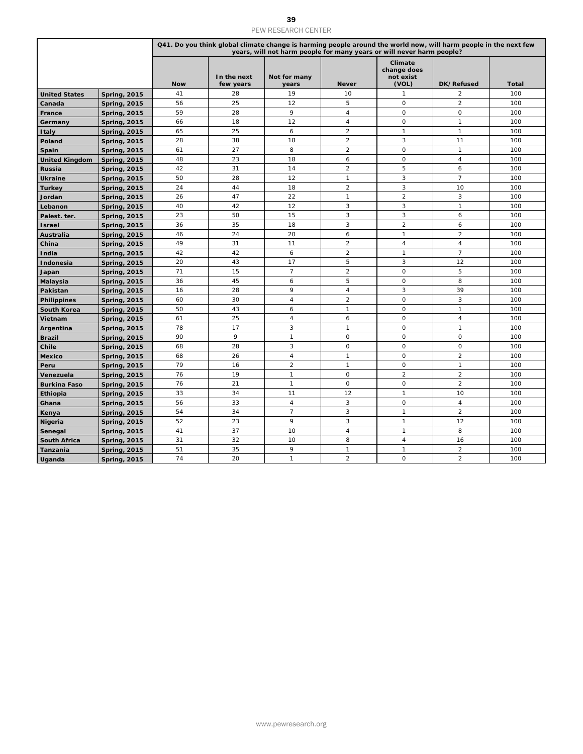| | | Q41. Do you think global climate change is harming people around the world now, will harm people in the next few years, will not harm people for many years or will never harm people? | | | | | | |
|---|---|---|---|---|---|---|---|---|
| | | Now | In the next few years | Not for many years | Never | Climate change does not exist (VOL) | DK/Refused | Total |
| United States | Spring, 2015 | 41 | 28 | 19 | 10 | 1 | 2 | 100 |
| Canada | Spring, 2015 | 56 | 25 | 12 | 5 | 0 | 2 | 100 |
| France | Spring, 2015 | 59 | 28 | 9 | 4 | 0 | 0 | 100 |
| Germany | Spring, 2015 | 66 | 18 | 12 | 4 | 0 | 1 | 100 |
| Italy | Spring, 2015 | 65 | 25 | 6 | 2 | 1 | 1 | 100 |
| Poland | Spring, 2015 | 28 | 38 | 18 | 2 | 3 | 11 | 100 |
| Spain | Spring, 2015 | 61 | 27 | 8 | 2 | 0 | 1 | 100 |
| United Kingdom | Spring, 2015 | 48 | 23 | 18 | 6 | 0 | 4 | 100 |
| Russia | Spring, 2015 | 42 | 31 | 14 | 2 | 5 | 6 | 100 |
| Ukraine | Spring, 2015 | 50 | 28 | 12 | 1 | 3 | 7 | 100 |
| Turkey | Spring, 2015 | 24 | 44 | 18 | 2 | 3 | 10 | 100 |
| Jordan | Spring, 2015 | 26 | 47 | 22 | 1 | 2 | 3 | 100 |
| Lebanon | Spring, 2015 | 40 | 42 | 12 | 3 | 3 | 1 | 100 |
| Palest. ter. | Spring, 2015 | 23 | 50 | 15 | 3 | 3 | 6 | 100 |
| Israel | Spring, 2015 | 36 | 35 | 18 | 3 | 2 | 6 | 100 |
| Australia | Spring, 2015 | 46 | 24 | 20 | 6 | 1 | 2 | 100 |
| China | Spring, 2015 | 49 | 31 | 11 | 2 | 4 | 4 | 100 |
| India | Spring, 2015 | 42 | 42 | 6 | 2 | 1 | 7 | 100 |
| Indonesia | Spring, 2015 | 20 | 43 | 17 | 5 | 3 | 12 | 100 |
| Japan | Spring, 2015 | 71 | 15 | 7 | 2 | 0 | 5 | 100 |
| Malaysia | Spring, 2015 | 36 | 45 | 6 | 5 | 0 | 8 | 100 |
| Pakistan | Spring, 2015 | 16 | 28 | 9 | 4 | 3 | 39 | 100 |
| Philippines | Spring, 2015 | 60 | 30 | 4 | 2 | 0 | 3 | 100 |
| South Korea | Spring, 2015 | 50 | 43 | 6 | 1 | 0 | 1 | 100 |
| Vietnam | Spring, 2015 | 61 | 25 | 4 | 6 | 0 | 4 | 100 |
| Argentina | Spring, 2015 | 78 | 17 | 3 | 1 | 0 | 1 | 100 |
| Brazil | Spring, 2015 | 90 | 9 | 1 | 0 | 0 | 0 | 100 |
| Chile | Spring, 2015 | 68 | 28 | 3 | 0 | 0 | 0 | 100 |
| Mexico | Spring, 2015 | 68 | 26 | 4 | 1 | 0 | 2 | 100 |
| Peru | Spring, 2015 | 79 | 16 | 2 | 1 | 0 | 1 | 100 |
| Venezuela | Spring, 2015 | 76 | 19 | 1 | 0 | 2 | 2 | 100 |
| Burkina Faso | Spring, 2015 | 76 | 21 | 1 | 0 | 0 | 2 | 100 |
| Ethiopia | Spring, 2015 | 33 | 34 | 11 | 12 | 1 | 10 | 100 |
| Ghana | Spring, 2015 | 56 | 33 | 4 | 3 | 0 | 4 | 100 |
| Kenya | Spring, 2015 | 54 | 34 | 7 | 3 | 1 | 2 | 100 |
| Nigeria | Spring, 2015 | 52 | 23 | 9 | 3 | 1 | 12 | 100 |
| Senegal | Spring, 2015 | 41 | 37 | 10 | 4 | 1 | 8 | 100 |
| South Africa | Spring, 2015 | 31 | 32 | 10 | 8 | 4 | 16 | 100 |
| Tanzania | Spring, 2015 | 51 | 35 | 9 | 1 | 1 | 2 | 100 |
| Uganda | Spring, 2015 | 74 | 20 | 1 | 2 | 0 | 2 | 100 |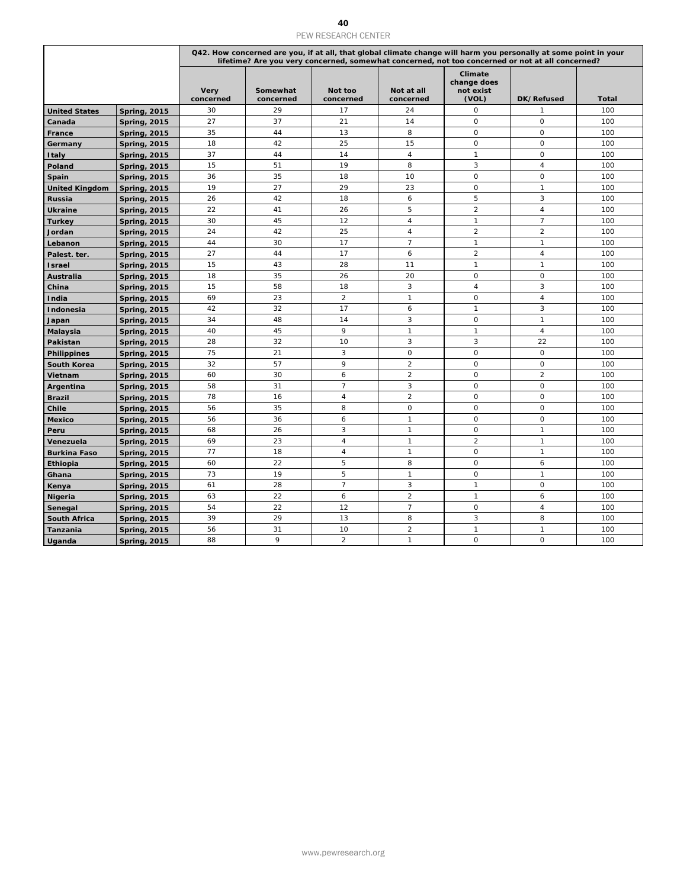| | | Q42. How concerned are you, if at all, that global climate change will harm you personally at some point in your lifetime? Are you very concerned, somewhat concerned, not too concerned or not at all concerned? | | | | | | |
|---|---|---|---|---|---|---|---|---|
| | | Very concerned | Somewhat concerned | Not too concerned | Not at all concerned | Climate change does not exist (VOL) | DK/Refused | Total |
| **United States** | **Spring, 2015** | 30 | 29 | 17 | 24 | 0 | 1 | 100 |
| **Canada** | **Spring, 2015** | 27 | 37 | 21 | 14 | 0 | 0 | 100 |
| **France** | **Spring, 2015** | 35 | 44 | 13 | 8 | 0 | 0 | 100 |
| **Germany** | **Spring, 2015** | 18 | 42 | 25 | 15 | 0 | 0 | 100 |
| **Italy** | **Spring, 2015** | 37 | 44 | 14 | 4 | 1 | 0 | 100 |
| **Poland** | **Spring, 2015** | 15 | 51 | 19 | 8 | 3 | 4 | 100 |
| **Spain** | **Spring, 2015** | 36 | 35 | 18 | 10 | 0 | 0 | 100 |
| **United Kingdom** | **Spring, 2015** | 19 | 27 | 29 | 23 | 0 | 1 | 100 |
| **Russia** | **Spring, 2015** | 26 | 42 | 18 | 6 | 5 | 3 | 100 |
| **Ukraine** | **Spring, 2015** | 22 | 41 | 26 | 5 | 2 | 4 | 100 |
| **Turkey** | **Spring, 2015** | 30 | 45 | 12 | 4 | 1 | 7 | 100 |
| **Jordan** | **Spring, 2015** | 24 | 42 | 25 | 4 | 2 | 2 | 100 |
| **Lebanon** | **Spring, 2015** | 44 | 30 | 17 | 7 | 1 | 1 | 100 |
| **Palest. ter.** | **Spring, 2015** | 27 | 44 | 17 | 6 | 2 | 4 | 100 |
| **Israel** | **Spring, 2015** | 15 | 43 | 28 | 11 | 1 | 1 | 100 |
| **Australia** | **Spring, 2015** | 18 | 35 | 26 | 20 | 0 | 0 | 100 |
| **China** | **Spring, 2015** | 15 | 58 | 18 | 3 | 4 | 3 | 100 |
| **India** | **Spring, 2015** | 69 | 23 | 2 | 1 | 0 | 4 | 100 |
| **Indonesia** | **Spring, 2015** | 42 | 32 | 17 | 6 | 1 | 3 | 100 |
| **Japan** | **Spring, 2015** | 34 | 48 | 14 | 3 | 0 | 1 | 100 |
| **Malaysia** | **Spring, 2015** | 40 | 45 | 9 | 1 | 1 | 4 | 100 |
| **Pakistan** | **Spring, 2015** | 28 | 32 | 10 | 3 | 3 | 22 | 100 |
| **Philippines** | **Spring, 2015** | 75 | 21 | 3 | 0 | 0 | 0 | 100 |
| **South Korea** | **Spring, 2015** | 32 | 57 | 9 | 2 | 0 | 0 | 100 |
| **Vietnam** | **Spring, 2015** | 60 | 30 | 6 | 2 | 0 | 2 | 100 |
| **Argentina** | **Spring, 2015** | 58 | 31 | 7 | 3 | 0 | 0 | 100 |
| **Brazil** | **Spring, 2015** | 78 | 16 | 4 | 2 | 0 | 0 | 100 |
| **Chile** | **Spring, 2015** | 56 | 35 | 8 | 0 | 0 | 0 | 100 |
| **Mexico** | **Spring, 2015** | 56 | 36 | 6 | 1 | 0 | 0 | 100 |
| **Peru** | **Spring, 2015** | 68 | 26 | 3 | 1 | 0 | 1 | 100 |
| **Venezuela** | **Spring, 2015** | 69 | 23 | 4 | 1 | 2 | 1 | 100 |
| **Burkina Faso** | **Spring, 2015** | 77 | 18 | 4 | 1 | 0 | 1 | 100 |
| **Ethiopia** | **Spring, 2015** | 60 | 22 | 5 | 8 | 0 | 6 | 100 |
| **Ghana** | **Spring, 2015** | 73 | 19 | 5 | 1 | 0 | 1 | 100 |
| **Kenya** | **Spring, 2015** | 61 | 28 | 7 | 3 | 1 | 0 | 100 |
| **Nigeria** | **Spring, 2015** | 63 | 22 | 6 | 2 | 1 | 6 | 100 |
| **Senegal** | **Spring, 2015** | 54 | 22 | 12 | 7 | 0 | 4 | 100 |
| **South Africa** | **Spring, 2015** | 39 | 29 | 13 | 8 | 3 | 8 | 100 |
| **Tanzania** | **Spring, 2015** | 56 | 31 | 10 | 2 | 1 | 1 | 100 |
| **Uganda** | **Spring, 2015** | 88 | 9 | 2 | 1 | 0 | 0 | 100 |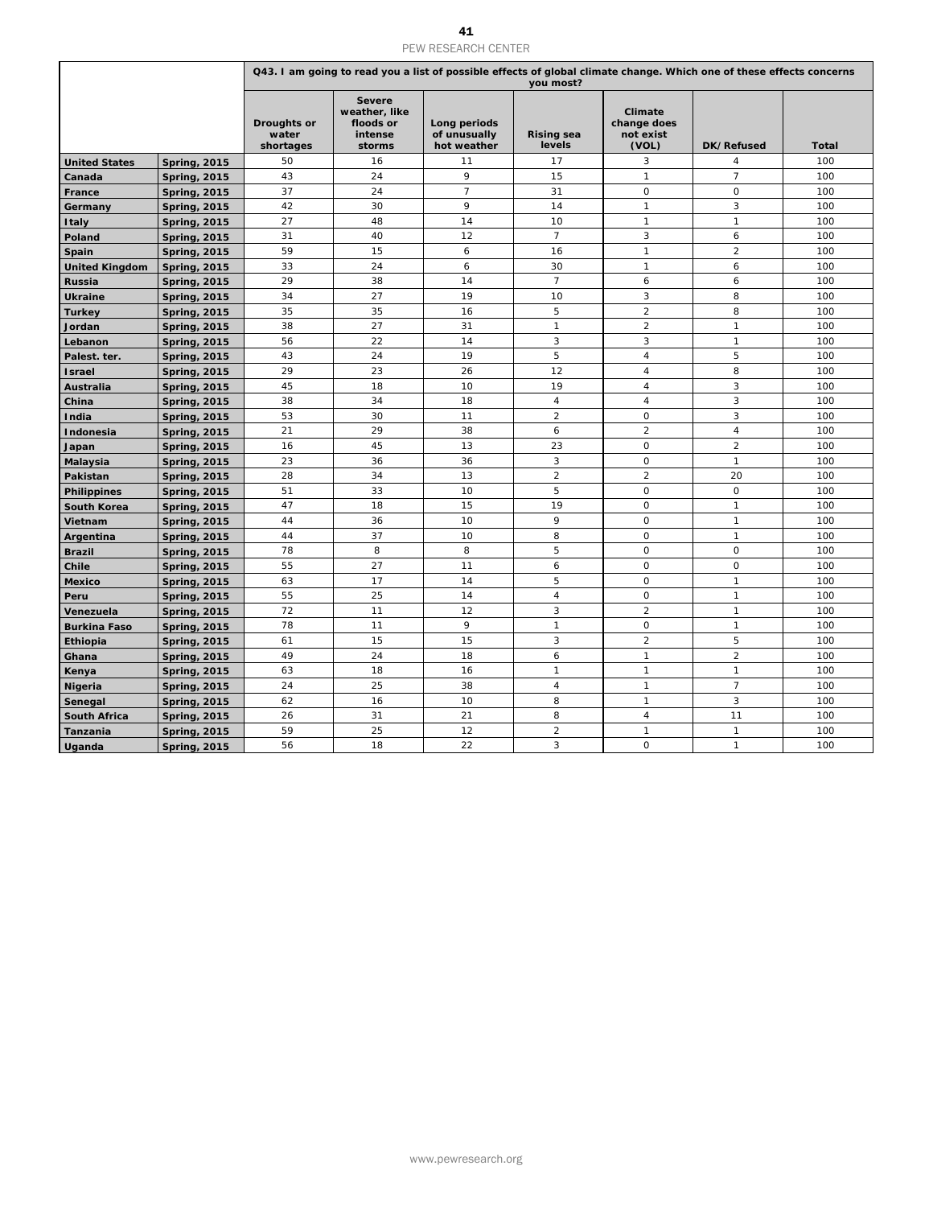| | | Q43. I am going to read you a list of possible effects of global climate change. Which one of these effects concerns you most? | | | | | | |
|---|---|---|---|---|---|---|---|---|
| | | Droughts or water shortages | Severe weather, like floods or intense storms | Long periods of unusually hot weather | Rising sea levels | Climate change does not exist (VOL) | DK/Refused | Total |
| **United States** | **Spring, 2015** | 50 | 16 | 11 | 17 | 3 | 4 | 100 |
| **Canada** | **Spring, 2015** | 43 | 24 | 9 | 15 | 1 | 7 | 100 |
| **France** | **Spring, 2015** | 37 | 24 | 7 | 31 | 0 | 0 | 100 |
| **Germany** | **Spring, 2015** | 42 | 30 | 9 | 14 | 1 | 3 | 100 |
| **Italy** | **Spring, 2015** | 27 | 48 | 14 | 10 | 1 | 1 | 100 |
| **Poland** | **Spring, 2015** | 31 | 40 | 12 | 7 | 3 | 6 | 100 |
| **Spain** | **Spring, 2015** | 59 | 15 | 6 | 16 | 1 | 2 | 100 |
| **United Kingdom** | **Spring, 2015** | 33 | 24 | 6 | 30 | 1 | 6 | 100 |
| **Russia** | **Spring, 2015** | 29 | 38 | 14 | 7 | 6 | 6 | 100 |
| **Ukraine** | **Spring, 2015** | 34 | 27 | 19 | 10 | 3 | 8 | 100 |
| **Turkey** | **Spring, 2015** | 35 | 35 | 16 | 5 | 2 | 8 | 100 |
| **Jordan** | **Spring, 2015** | 38 | 27 | 31 | 1 | 2 | 1 | 100 |
| **Lebanon** | **Spring, 2015** | 56 | 22 | 14 | 3 | 3 | 1 | 100 |
| **Palest. ter.** | **Spring, 2015** | 43 | 24 | 19 | 5 | 4 | 5 | 100 |
| **Israel** | **Spring, 2015** | 29 | 23 | 26 | 12 | 4 | 8 | 100 |
| **Australia** | **Spring, 2015** | 45 | 18 | 10 | 19 | 4 | 3 | 100 |
| **China** | **Spring, 2015** | 38 | 34 | 18 | 4 | 4 | 3 | 100 |
| **India** | **Spring, 2015** | 53 | 30 | 11 | 2 | 0 | 3 | 100 |
| **Indonesia** | **Spring, 2015** | 21 | 29 | 38 | 6 | 2 | 4 | 100 |
| **Japan** | **Spring, 2015** | 16 | 45 | 13 | 23 | 0 | 2 | 100 |
| **Malaysia** | **Spring, 2015** | 23 | 36 | 36 | 3 | 0 | 1 | 100 |
| **Pakistan** | **Spring, 2015** | 28 | 34 | 13 | 2 | 2 | 20 | 100 |
| **Philippines** | **Spring, 2015** | 51 | 33 | 10 | 5 | 0 | 0 | 100 |
| **South Korea** | **Spring, 2015** | 47 | 18 | 15 | 19 | 0 | 1 | 100 |
| **Vietnam** | **Spring, 2015** | 44 | 36 | 10 | 9 | 0 | 1 | 100 |
| **Argentina** | **Spring, 2015** | 44 | 37 | 10 | 8 | 0 | 1 | 100 |
| **Brazil** | **Spring, 2015** | 78 | 8 | 8 | 5 | 0 | 0 | 100 |
| **Chile** | **Spring, 2015** | 55 | 27 | 11 | 6 | 0 | 0 | 100 |
| **Mexico** | **Spring, 2015** | 63 | 17 | 14 | 5 | 0 | 1 | 100 |
| **Peru** | **Spring, 2015** | 55 | 25 | 14 | 4 | 0 | 1 | 100 |
| **Venezuela** | **Spring, 2015** | 72 | 11 | 12 | 3 | 2 | 1 | 100 |
| **Burkina Faso** | **Spring, 2015** | 78 | 11 | 9 | 1 | 0 | 1 | 100 |
| **Ethiopia** | **Spring, 2015** | 61 | 15 | 15 | 3 | 2 | 5 | 100 |
| **Ghana** | **Spring, 2015** | 49 | 24 | 18 | 6 | 1 | 2 | 100 |
| **Kenya** | **Spring, 2015** | 63 | 18 | 16 | 1 | 1 | 1 | 100 |
| **Nigeria** | **Spring, 2015** | 24 | 25 | 38 | 4 | 1 | 7 | 100 |
| **Senegal** | **Spring, 2015** | 62 | 16 | 10 | 8 | 1 | 3 | 100 |
| **South Africa** | **Spring, 2015** | 26 | 31 | 21 | 8 | 4 | 11 | 100 |
| **Tanzania** | **Spring, 2015** | 59 | 25 | 12 | 2 | 1 | 1 | 100 |
| **Uganda** | **Spring, 2015** | 56 | 18 | 22 | 3 | 0 | 1 | 100 |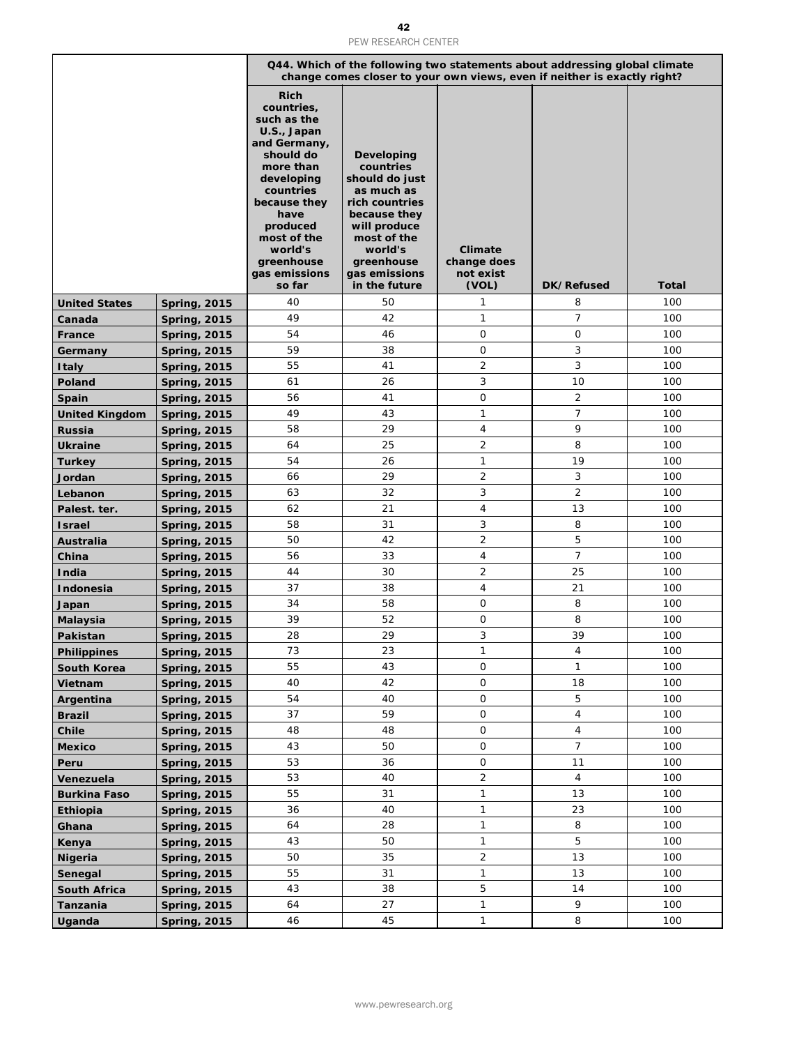| | | Q44. Which of the following two statements about addressing global climate change comes closer to your own views, even if neither is exactly right? | | | | |
|---|---|---|---|---|---|---|
| | | Rich countries, such as the U.S., Japan and Germany, should do more than developing countries because they have produced most of the world's greenhouse gas emissions so far | Developing countries should do just as much as rich countries because they will produce most of the world's greenhouse gas emissions in the future | Climate change does not exist (VOL) | DK/Refused | Total |
| **United States** | **Spring, 2015** | 40 | 50 | 1 | 8 | 100 |
| **Canada** | **Spring, 2015** | 49 | 42 | 1 | 7 | 100 |
| **France** | **Spring, 2015** | 54 | 46 | 0 | 0 | 100 |
| **Germany** | **Spring, 2015** | 59 | 38 | 0 | 3 | 100 |
| **Italy** | **Spring, 2015** | 55 | 41 | 2 | 3 | 100 |
| **Poland** | **Spring, 2015** | 61 | 26 | 3 | 10 | 100 |
| **Spain** | **Spring, 2015** | 56 | 41 | 0 | 2 | 100 |
| **United Kingdom** | **Spring, 2015** | 49 | 43 | 1 | 7 | 100 |
| **Russia** | **Spring, 2015** | 58 | 29 | 4 | 9 | 100 |
| **Ukraine** | **Spring, 2015** | 64 | 25 | 2 | 8 | 100 |
| **Turkey** | **Spring, 2015** | 54 | 26 | 1 | 19 | 100 |
| **Jordan** | **Spring, 2015** | 66 | 29 | 2 | 3 | 100 |
| **Lebanon** | **Spring, 2015** | 63 | 32 | 3 | 2 | 100 |
| **Palest. ter.** | **Spring, 2015** | 62 | 21 | 4 | 13 | 100 |
| **Israel** | **Spring, 2015** | 58 | 31 | 3 | 8 | 100 |
| **Australia** | **Spring, 2015** | 50 | 42 | 2 | 5 | 100 |
| **China** | **Spring, 2015** | 56 | 33 | 4 | 7 | 100 |
| **India** | **Spring, 2015** | 44 | 30 | 2 | 25 | 100 |
| **Indonesia** | **Spring, 2015** | 37 | 38 | 4 | 21 | 100 |
| **Japan** | **Spring, 2015** | 34 | 58 | 0 | 8 | 100 |
| **Malaysia** | **Spring, 2015** | 39 | 52 | 0 | 8 | 100 |
| **Pakistan** | **Spring, 2015** | 28 | 29 | 3 | 39 | 100 |
| **Philippines** | **Spring, 2015** | 73 | 23 | 1 | 4 | 100 |
| **South Korea** | **Spring, 2015** | 55 | 43 | 0 | 1 | 100 |
| **Vietnam** | **Spring, 2015** | 40 | 42 | 0 | 18 | 100 |
| **Argentina** | **Spring, 2015** | 54 | 40 | 0 | 5 | 100 |
| **Brazil** | **Spring, 2015** | 37 | 59 | 0 | 4 | 100 |
| **Chile** | **Spring, 2015** | 48 | 48 | 0 | 4 | 100 |
| **Mexico** | **Spring, 2015** | 43 | 50 | 0 | 7 | 100 |
| **Peru** | **Spring, 2015** | 53 | 36 | 0 | 11 | 100 |
| **Venezuela** | **Spring, 2015** | 53 | 40 | 2 | 4 | 100 |
| **Burkina Faso** | **Spring, 2015** | 55 | 31 | 1 | 13 | 100 |
| **Ethiopia** | **Spring, 2015** | 36 | 40 | 1 | 23 | 100 |
| **Ghana** | **Spring, 2015** | 64 | 28 | 1 | 8 | 100 |
| **Kenya** | **Spring, 2015** | 43 | 50 | 1 | 5 | 100 |
| **Nigeria** | **Spring, 2015** | 50 | 35 | 2 | 13 | 100 |
| **Senegal** | **Spring, 2015** | 55 | 31 | 1 | 13 | 100 |
| **South Africa** | **Spring, 2015** | 43 | 38 | 5 | 14 | 100 |
| **Tanzania** | **Spring, 2015** | 64 | 27 | 1 | 9 | 100 |
| **Uganda** | **Spring, 2015** | 46 | 45 | 1 | 8 | 100 |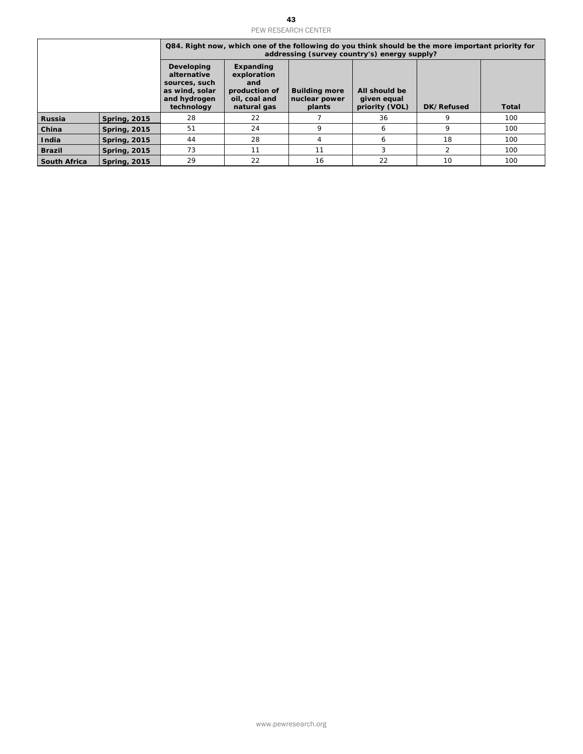| | | Q84. Right now, which one of the following do you think should be the more important priority for addressing (survey country's) energy supply? | | | | | |
|---|---|---|---|---|---|---|---|
| | | Developing alternative sources, such as wind, solar and hydrogen technology | Expanding exploration and production of oil, coal and natural gas | Building more nuclear power plants | All should be given equal priority (VOL) | DK/Refused | Total |
| Russia | Spring, 2015 | 28 | 22 | 7 | 36 | 9 | 100 |
| China | Spring, 2015 | 51 | 24 | 9 | 6 | 9 | 100 |
| India | Spring, 2015 | 44 | 28 | 4 | 6 | 18 | 100 |
| Brazil | Spring, 2015 | 73 | 11 | 11 | 3 | 2 | 100 |
| South Africa | Spring, 2015 | 29 | 22 | 16 | 22 | 10 | 100 |